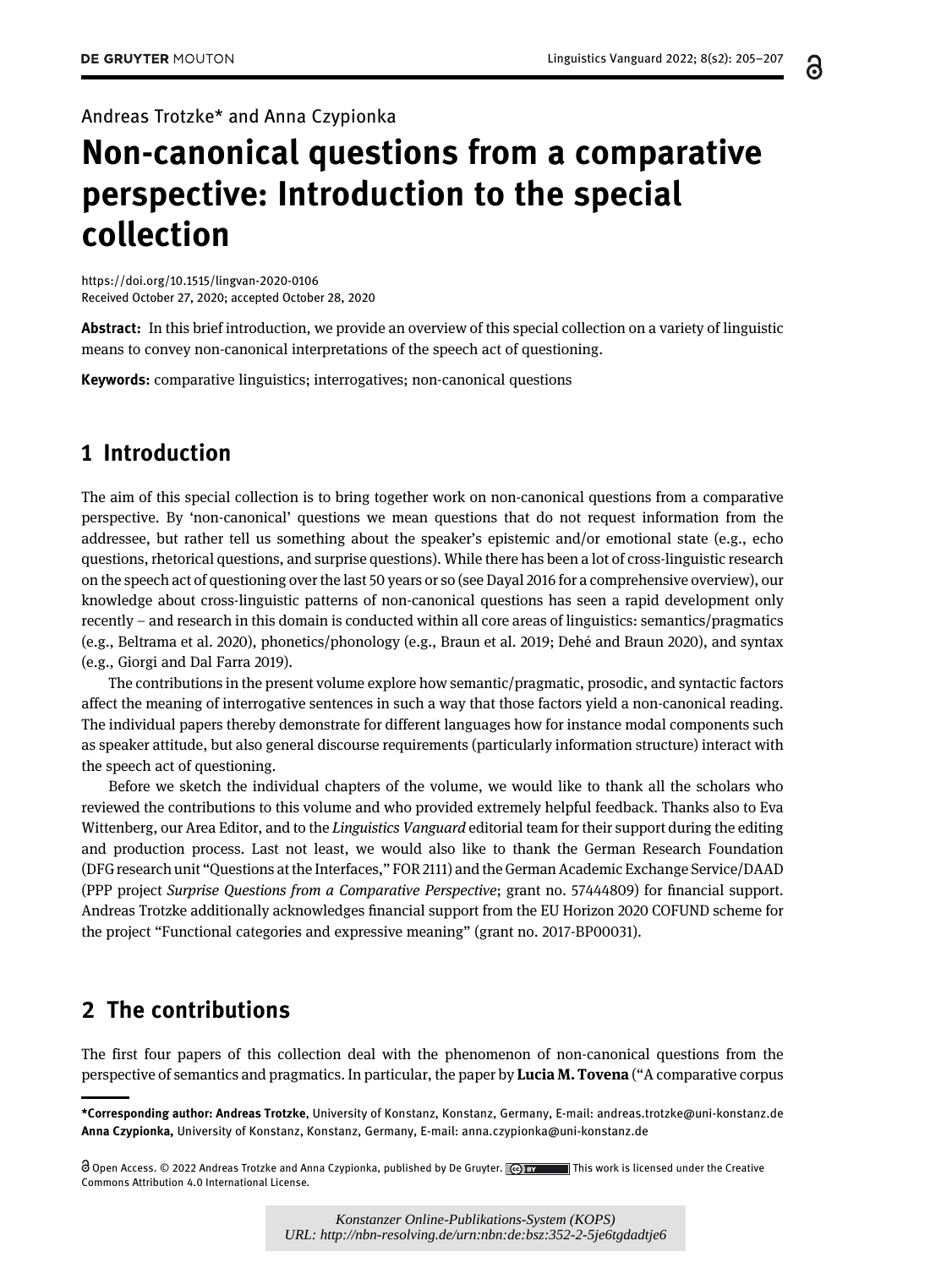Andreas Trotzke* and Anna Czypionka

# Non-canonical questions from a comparative perspective: Introduction to the special collection

https://doi.org/10.1515/lingvan-2020-0106
Received October 27, 2020; accepted October 28, 2020

**Abstract:** In this brief introduction, we provide an overview of this special collection on a variety of linguistic means to convey non-canonical interpretations of the speech act of questioning.

**Keywords:** comparative linguistics; interrogatives; non-canonical questions

## 1 Introduction

The aim of this special collection is to bring together work on non-canonical questions from a comparative perspective. By 'non-canonical' questions we mean questions that do not request information from the addressee, but rather tell us something about the speaker's epistemic and/or emotional state (e.g., echo questions, rhetorical questions, and surprise questions). While there has been a lot of cross-linguistic research on the speech act of questioning over the last 50 years or so (see Dayal 2016 for a comprehensive overview), our knowledge about cross-linguistic patterns of non-canonical questions has seen a rapid development only recently – and research in this domain is conducted within all core areas of linguistics: semantics/pragmatics (e.g., Beltrama et al. 2020), phonetics/phonology (e.g., Braun et al. 2019; Dehé and Braun 2020), and syntax (e.g., Giorgi and Dal Farra 2019).

The contributions in the present volume explore how semantic/pragmatic, prosodic, and syntactic factors affect the meaning of interrogative sentences in such a way that those factors yield a non-canonical reading. The individual papers thereby demonstrate for different languages how for instance modal components such as speaker attitude, but also general discourse requirements (particularly information structure) interact with the speech act of questioning.

Before we sketch the individual chapters of the volume, we would like to thank all the scholars who reviewed the contributions to this volume and who provided extremely helpful feedback. Thanks also to Eva Wittenberg, our Area Editor, and to the *Linguistics Vanguard* editorial team for their support during the editing and production process. Last not least, we would also like to thank the German Research Foundation (DFG research unit "Questions at the Interfaces," FOR 2111) and the German Academic Exchange Service/DAAD (PPP project *Surprise Questions from a Comparative Perspective*; grant no. 57444809) for financial support. Andreas Trotzke additionally acknowledges financial support from the EU Horizon 2020 COFUND scheme for the project "Functional categories and expressive meaning" (grant no. 2017-BP00031).

## 2 The contributions

The first four papers of this collection deal with the phenomenon of non-canonical questions from the perspective of semantics and pragmatics. In particular, the paper by **Lucia M. Tovena** ("A comparative corpus

---

***Corresponding author: Andreas Trotzke**, University of Konstanz, Konstanz, Germany, E-mail: andreas.trotzke@uni-konstanz.de
**Anna Czypionka,** University of Konstanz, Konstanz, Germany, E-mail: anna.czypionka@uni-konstanz.de

Open Access. © 2022 Andreas Trotzke and Anna Czypionka, published by De Gruyter. This work is licensed under the Creative Commons Attribution 4.0 International License.

*Konstanzer Online-Publikations-System (KOPS)*
*URL: http://nbn-resolving.de/urn:nbn:de:bsz:352-2-5je6tgdadtje6*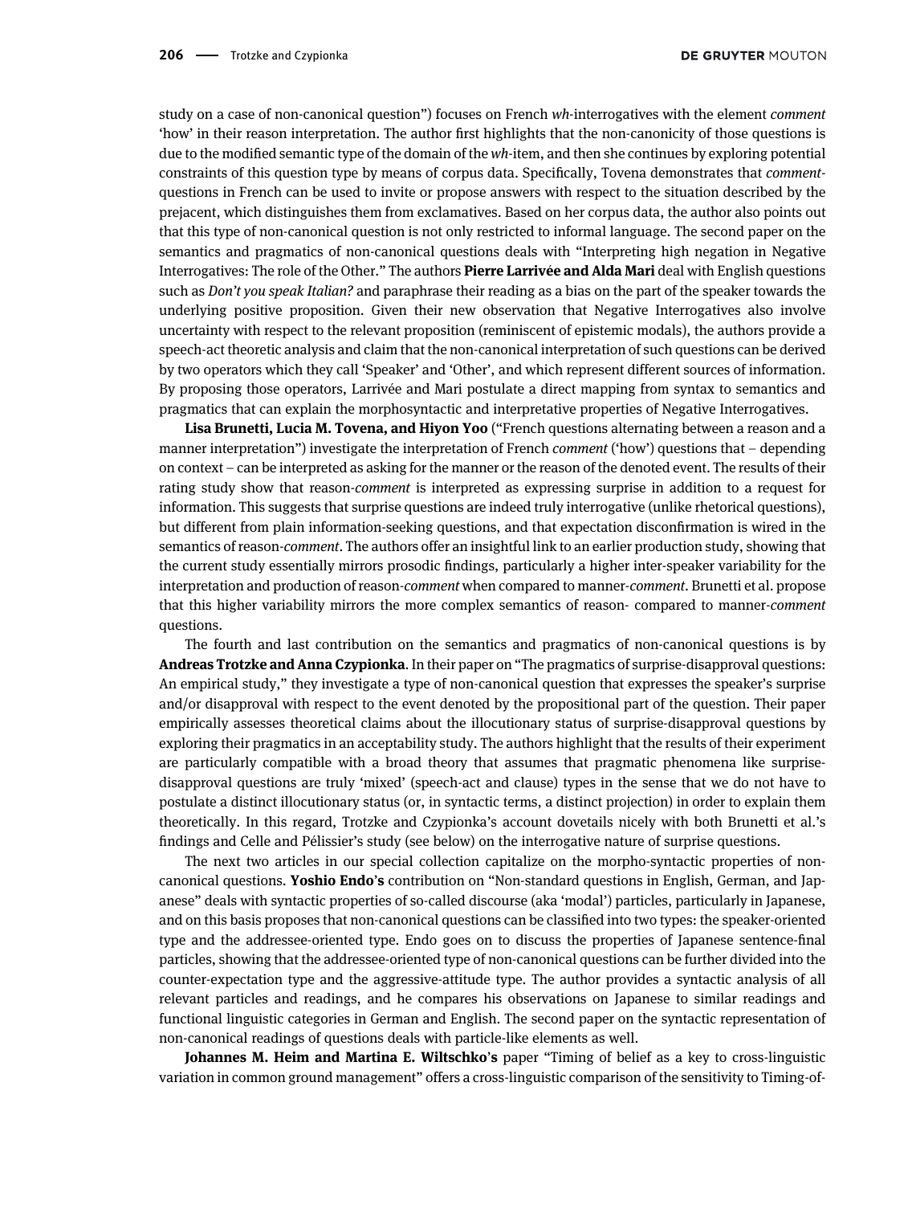study on a case of non-canonical question") focuses on French *wh*-interrogatives with the element *comment* 'how' in their reason interpretation. The author first highlights that the non-canonicity of those questions is due to the modified semantic type of the domain of the *wh*-item, and then she continues by exploring potential constraints of this question type by means of corpus data. Specifically, Tovena demonstrates that *comment*-questions in French can be used to invite or propose answers with respect to the situation described by the prejacent, which distinguishes them from exclamatives. Based on her corpus data, the author also points out that this type of non-canonical question is not only restricted to informal language. The second paper on the semantics and pragmatics of non-canonical questions deals with "Interpreting high negation in Negative Interrogatives: The role of the Other." The authors **Pierre Larrivée and Alda Mari** deal with English questions such as *Don't you speak Italian?* and paraphrase their reading as a bias on the part of the speaker towards the underlying positive proposition. Given their new observation that Negative Interrogatives also involve uncertainty with respect to the relevant proposition (reminiscent of epistemic modals), the authors provide a speech-act theoretic analysis and claim that the non-canonical interpretation of such questions can be derived by two operators which they call 'Speaker' and 'Other', and which represent different sources of information. By proposing those operators, Larrivée and Mari postulate a direct mapping from syntax to semantics and pragmatics that can explain the morphosyntactic and interpretative properties of Negative Interrogatives.

**Lisa Brunetti, Lucia M. Tovena, and Hiyon Yoo** ("French questions alternating between a reason and a manner interpretation") investigate the interpretation of French *comment* ('how') questions that – depending on context – can be interpreted as asking for the manner or the reason of the denoted event. The results of their rating study show that reason-*comment* is interpreted as expressing surprise in addition to a request for information. This suggests that surprise questions are indeed truly interrogative (unlike rhetorical questions), but different from plain information-seeking questions, and that expectation disconfirmation is wired in the semantics of reason-*comment*. The authors offer an insightful link to an earlier production study, showing that the current study essentially mirrors prosodic findings, particularly a higher inter-speaker variability for the interpretation and production of reason-*comment* when compared to manner-*comment*. Brunetti et al. propose that this higher variability mirrors the more complex semantics of reason- compared to manner-*comment* questions.

The fourth and last contribution on the semantics and pragmatics of non-canonical questions is by **Andreas Trotzke and Anna Czypionka**. In their paper on "The pragmatics of surprise-disapproval questions: An empirical study," they investigate a type of non-canonical question that expresses the speaker's surprise and/or disapproval with respect to the event denoted by the propositional part of the question. Their paper empirically assesses theoretical claims about the illocutionary status of surprise-disapproval questions by exploring their pragmatics in an acceptability study. The authors highlight that the results of their experiment are particularly compatible with a broad theory that assumes that pragmatic phenomena like surprise-disapproval questions are truly 'mixed' (speech-act and clause) types in the sense that we do not have to postulate a distinct illocutionary status (or, in syntactic terms, a distinct projection) in order to explain them theoretically. In this regard, Trotzke and Czypionka's account dovetails nicely with both Brunetti et al.'s findings and Celle and Pélissier's study (see below) on the interrogative nature of surprise questions.

The next two articles in our special collection capitalize on the morpho-syntactic properties of non-canonical questions. **Yoshio Endo's** contribution on "Non-standard questions in English, German, and Japanese" deals with syntactic properties of so-called discourse (aka 'modal') particles, particularly in Japanese, and on this basis proposes that non-canonical questions can be classified into two types: the speaker-oriented type and the addressee-oriented type. Endo goes on to discuss the properties of Japanese sentence-final particles, showing that the addressee-oriented type of non-canonical questions can be further divided into the counter-expectation type and the aggressive-attitude type. The author provides a syntactic analysis of all relevant particles and readings, and he compares his observations on Japanese to similar readings and functional linguistic categories in German and English. The second paper on the syntactic representation of non-canonical readings of questions deals with particle-like elements as well.

**Johannes M. Heim and Martina E. Wiltschko's** paper "Timing of belief as a key to cross-linguistic variation in common ground management" offers a cross-linguistic comparison of the sensitivity to Timing-of-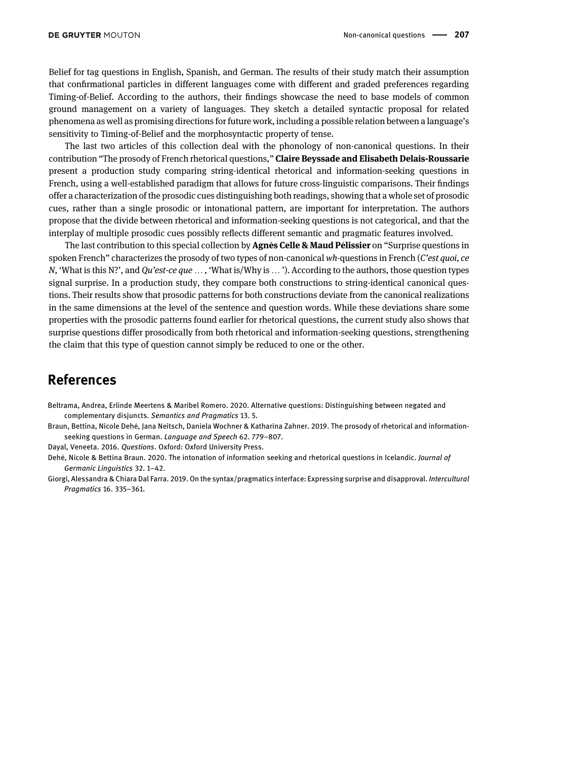Belief for tag questions in English, Spanish, and German. The results of their study match their assumption that confirmational particles in different languages come with different and graded preferences regarding Timing-of-Belief. According to the authors, their findings showcase the need to base models of common ground management on a variety of languages. They sketch a detailed syntactic proposal for related phenomena as well as promising directions for future work, including a possible relation between a language's sensitivity to Timing-of-Belief and the morphosyntactic property of tense.

The last two articles of this collection deal with the phonology of non-canonical questions. In their contribution "The prosody of French rhetorical questions," **Claire Beyssade and Elisabeth Delais-Roussarie** present a production study comparing string-identical rhetorical and information-seeking questions in French, using a well-established paradigm that allows for future cross-linguistic comparisons. Their findings offer a characterization of the prosodic cues distinguishing both readings, showing that a whole set of prosodic cues, rather than a single prosodic or intonational pattern, are important for interpretation. The authors propose that the divide between rhetorical and information-seeking questions is not categorical, and that the interplay of multiple prosodic cues possibly reflects different semantic and pragmatic features involved.

The last contribution to this special collection by **Agnès Celle & Maud Pélissier** on "Surprise questions in spoken French" characterizes the prosody of two types of non-canonical *wh*-questions in French (*C'est quoi, ce N*, 'What is this N?', and *Qu'est-ce que …*, 'What is/Why is … '). According to the authors, those question types signal surprise. In a production study, they compare both constructions to string-identical canonical questions. Their results show that prosodic patterns for both constructions deviate from the canonical realizations in the same dimensions at the level of the sentence and question words. While these deviations share some properties with the prosodic patterns found earlier for rhetorical questions, the current study also shows that surprise questions differ prosodically from both rhetorical and information-seeking questions, strengthening the claim that this type of question cannot simply be reduced to one or the other.

## References

Beltrama, Andrea, Erlinde Meertens & Maribel Romero. 2020. Alternative questions: Distinguishing between negated and complementary disjuncts. *Semantics and Pragmatics* 13. 5.

Braun, Bettina, Nicole Dehé, Jana Neitsch, Daniela Wochner & Katharina Zahner. 2019. The prosody of rhetorical and information-seeking questions in German. *Language and Speech* 62. 779–807.

Dayal, Veneeta. 2016. *Questions*. Oxford: Oxford University Press.

Dehé, Nicole & Bettina Braun. 2020. The intonation of information seeking and rhetorical questions in Icelandic. *Journal of Germanic Linguistics* 32. 1–42.

Giorgi, Alessandra & Chiara Dal Farra. 2019. On the syntax/pragmatics interface: Expressing surprise and disapproval. *Intercultural Pragmatics* 16. 335–361.